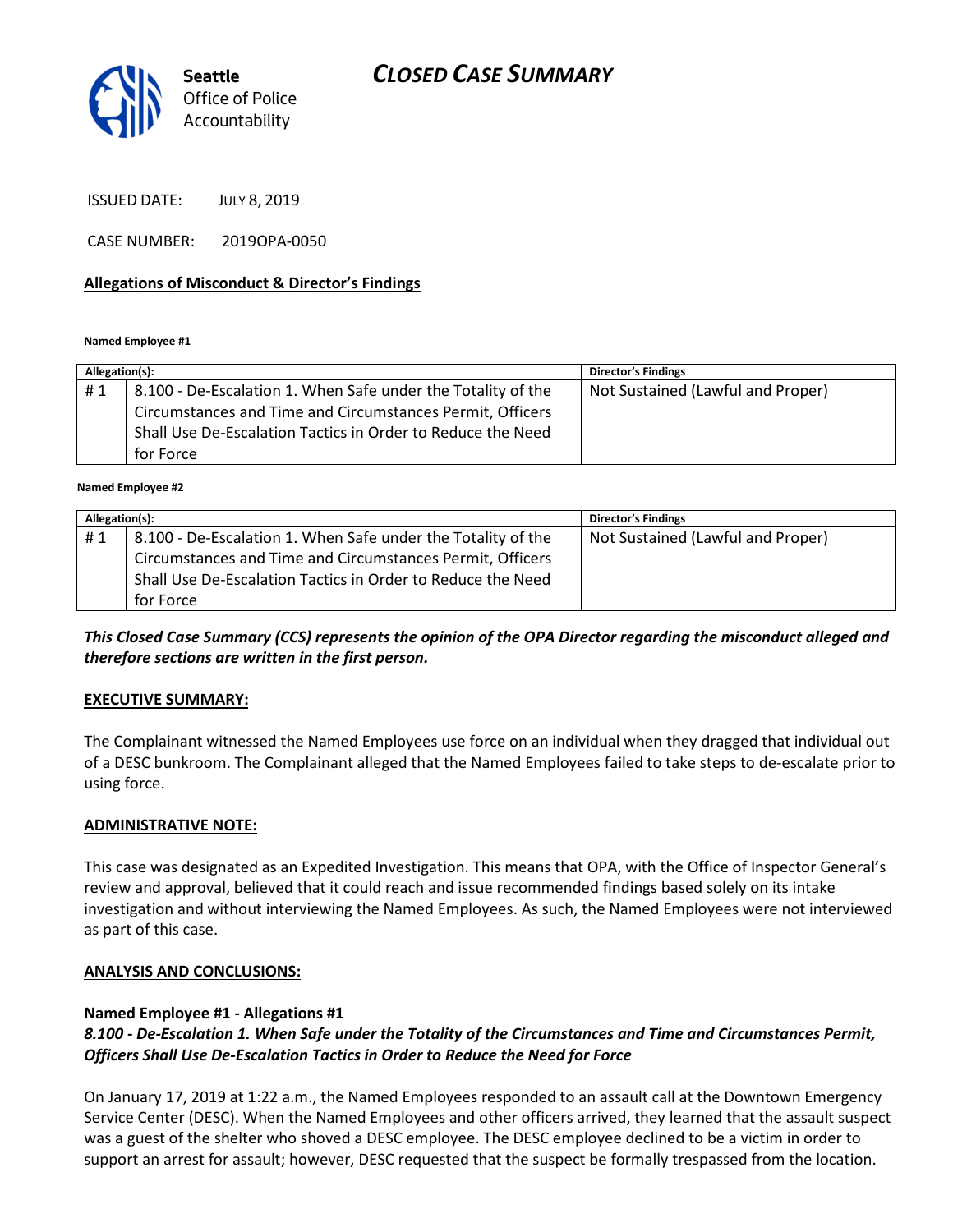Seattle
Office of Police
Accountability

# CLOSED CASE SUMMARY

ISSUED DATE: JULY 8, 2019

CASE NUMBER: 2019OPA-0050

## Allegations of Misconduct & Director's Findings

**Named Employee #1**

| Allegation(s): | | Director's Findings |
|---|---|---|
| # 1 | 8.100 - De-Escalation 1. When Safe under the Totality of the Circumstances and Time and Circumstances Permit, Officers Shall Use De-Escalation Tactics in Order to Reduce the Need for Force | Not Sustained (Lawful and Proper) |

**Named Employee #2**

| Allegation(s): | | Director's Findings |
|---|---|---|
| # 1 | 8.100 - De-Escalation 1. When Safe under the Totality of the Circumstances and Time and Circumstances Permit, Officers Shall Use De-Escalation Tactics in Order to Reduce the Need for Force | Not Sustained (Lawful and Proper) |

***This Closed Case Summary (CCS) represents the opinion of the OPA Director regarding the misconduct alleged and therefore sections are written in the first person.***

## EXECUTIVE SUMMARY:

The Complainant witnessed the Named Employees use force on an individual when they dragged that individual out of a DESC bunkroom. The Complainant alleged that the Named Employees failed to take steps to de-escalate prior to using force.

## ADMINISTRATIVE NOTE:

This case was designated as an Expedited Investigation. This means that OPA, with the Office of Inspector General's review and approval, believed that it could reach and issue recommended findings based solely on its intake investigation and without interviewing the Named Employees. As such, the Named Employees were not interviewed as part of this case.

## ANALYSIS AND CONCLUSIONS:

### Named Employee #1 - Allegations #1
***8.100 - De-Escalation 1. When Safe under the Totality of the Circumstances and Time and Circumstances Permit, Officers Shall Use De-Escalation Tactics in Order to Reduce the Need for Force***

On January 17, 2019 at 1:22 a.m., the Named Employees responded to an assault call at the Downtown Emergency Service Center (DESC). When the Named Employees and other officers arrived, they learned that the assault suspect was a guest of the shelter who shoved a DESC employee. The DESC employee declined to be a victim in order to support an arrest for assault; however, DESC requested that the suspect be formally trespassed from the location.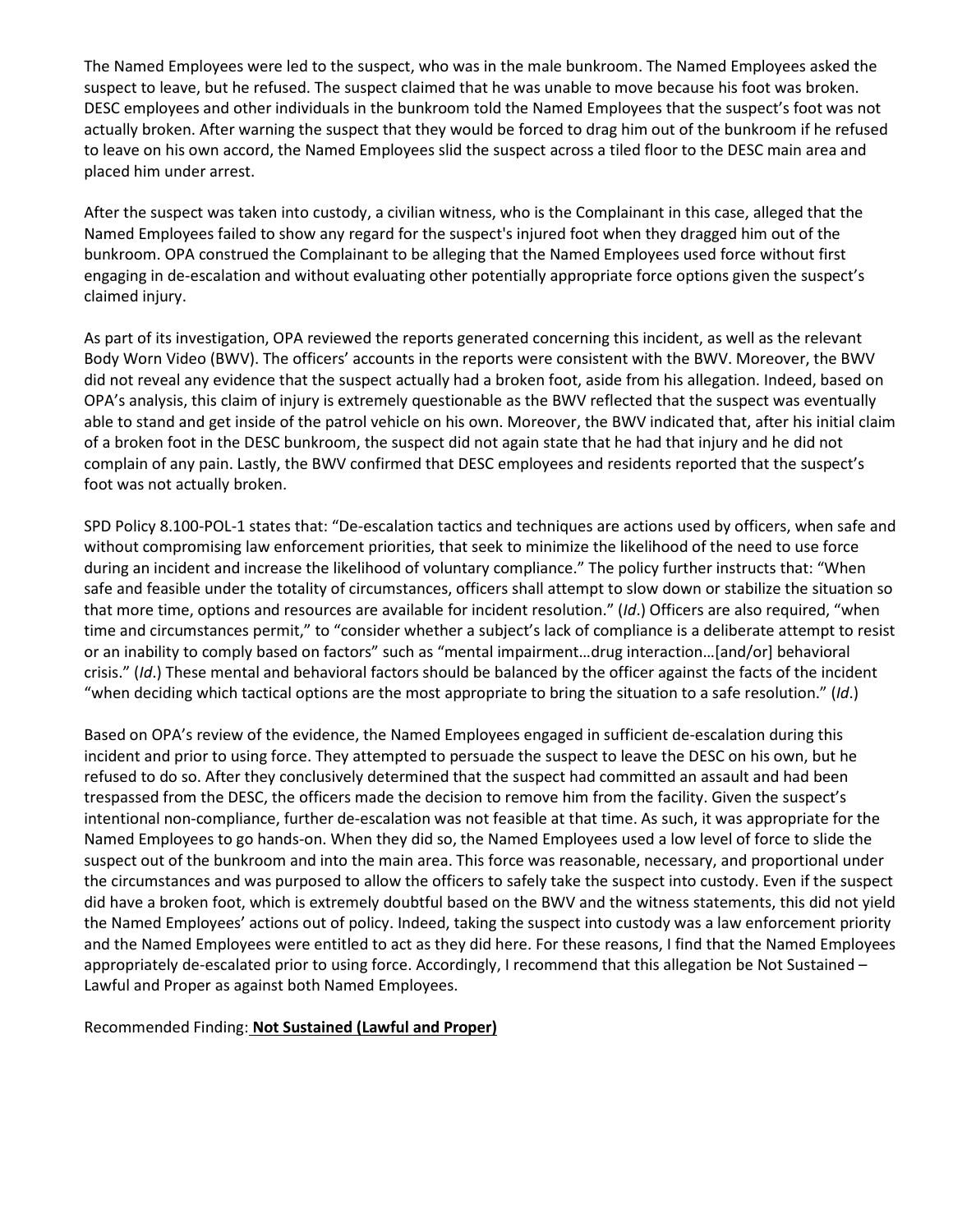The Named Employees were led to the suspect, who was in the male bunkroom. The Named Employees asked the suspect to leave, but he refused. The suspect claimed that he was unable to move because his foot was broken. DESC employees and other individuals in the bunkroom told the Named Employees that the suspect's foot was not actually broken. After warning the suspect that they would be forced to drag him out of the bunkroom if he refused to leave on his own accord, the Named Employees slid the suspect across a tiled floor to the DESC main area and placed him under arrest.

After the suspect was taken into custody, a civilian witness, who is the Complainant in this case, alleged that the Named Employees failed to show any regard for the suspect's injured foot when they dragged him out of the bunkroom. OPA construed the Complainant to be alleging that the Named Employees used force without first engaging in de-escalation and without evaluating other potentially appropriate force options given the suspect's claimed injury.

As part of its investigation, OPA reviewed the reports generated concerning this incident, as well as the relevant Body Worn Video (BWV). The officers' accounts in the reports were consistent with the BWV. Moreover, the BWV did not reveal any evidence that the suspect actually had a broken foot, aside from his allegation. Indeed, based on OPA's analysis, this claim of injury is extremely questionable as the BWV reflected that the suspect was eventually able to stand and get inside of the patrol vehicle on his own. Moreover, the BWV indicated that, after his initial claim of a broken foot in the DESC bunkroom, the suspect did not again state that he had that injury and he did not complain of any pain. Lastly, the BWV confirmed that DESC employees and residents reported that the suspect's foot was not actually broken.

SPD Policy 8.100-POL-1 states that: "De-escalation tactics and techniques are actions used by officers, when safe and without compromising law enforcement priorities, that seek to minimize the likelihood of the need to use force during an incident and increase the likelihood of voluntary compliance." The policy further instructs that: "When safe and feasible under the totality of circumstances, officers shall attempt to slow down or stabilize the situation so that more time, options and resources are available for incident resolution." (*Id*.) Officers are also required, "when time and circumstances permit," to "consider whether a subject's lack of compliance is a deliberate attempt to resist or an inability to comply based on factors" such as "mental impairment…drug interaction…[and/or] behavioral crisis." (*Id*.) These mental and behavioral factors should be balanced by the officer against the facts of the incident "when deciding which tactical options are the most appropriate to bring the situation to a safe resolution." (*Id*.)

Based on OPA's review of the evidence, the Named Employees engaged in sufficient de-escalation during this incident and prior to using force. They attempted to persuade the suspect to leave the DESC on his own, but he refused to do so. After they conclusively determined that the suspect had committed an assault and had been trespassed from the DESC, the officers made the decision to remove him from the facility. Given the suspect's intentional non-compliance, further de-escalation was not feasible at that time. As such, it was appropriate for the Named Employees to go hands-on. When they did so, the Named Employees used a low level of force to slide the suspect out of the bunkroom and into the main area. This force was reasonable, necessary, and proportional under the circumstances and was purposed to allow the officers to safely take the suspect into custody. Even if the suspect did have a broken foot, which is extremely doubtful based on the BWV and the witness statements, this did not yield the Named Employees' actions out of policy. Indeed, taking the suspect into custody was a law enforcement priority and the Named Employees were entitled to act as they did here. For these reasons, I find that the Named Employees appropriately de-escalated prior to using force. Accordingly, I recommend that this allegation be Not Sustained – Lawful and Proper as against both Named Employees.

Recommended Finding: **Not Sustained (Lawful and Proper)**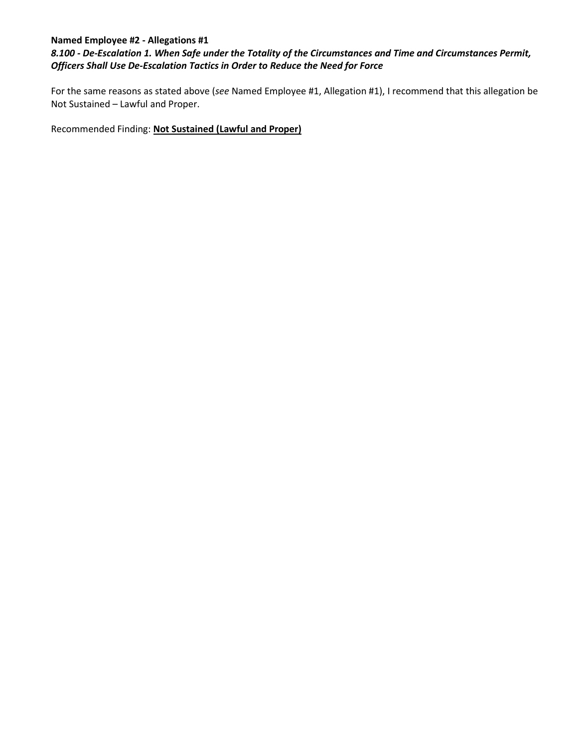**Named Employee #2 - Allegations #1**
***8.100 - De-Escalation 1. When Safe under the Totality of the Circumstances and Time and Circumstances Permit, Officers Shall Use De-Escalation Tactics in Order to Reduce the Need for Force***

For the same reasons as stated above (*see* Named Employee #1, Allegation #1), I recommend that this allegation be Not Sustained – Lawful and Proper.

Recommended Finding: **<u>Not Sustained (Lawful and Proper)</u>**